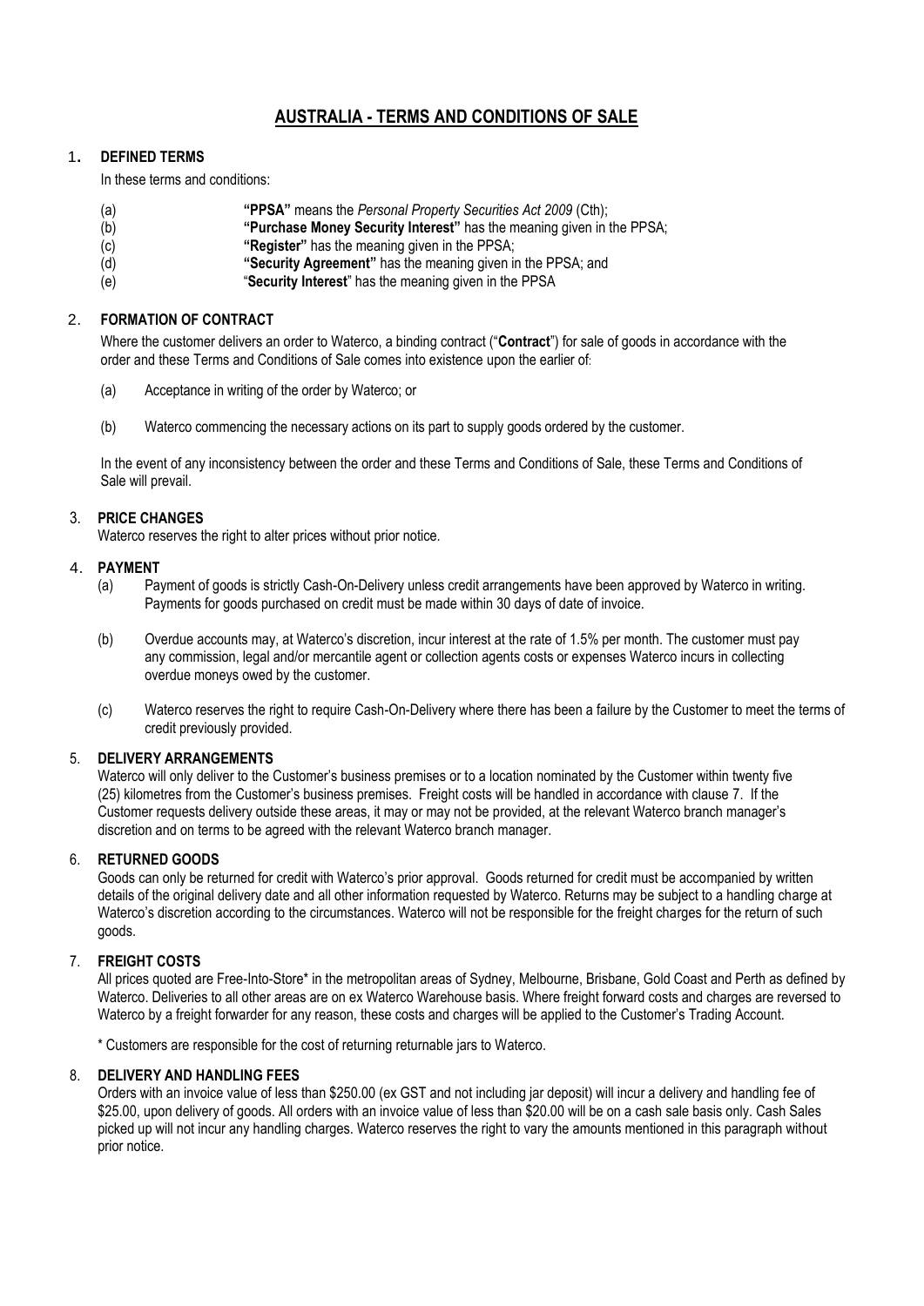# AUSTRALIA - TERMS AND CONDITIONS OF SALE

## 1. DEFINED TERMS

In these terms and conditions:

(a) **"PPSA"** means the *Personal Property Securities Act 2009* (Cth);

(b) **"Purchase Money Security Interest"** has the meaning given in the PPSA;

(c) **"Register"** has the meaning given in the PPSA;

(d) **"Security Agreement"** has the meaning given in the PPSA; and

(e) "**Security Interest**" has the meaning given in the PPSA

## 2. FORMATION OF CONTRACT

Where the customer delivers an order to Waterco, a binding contract ("**Contract**") for sale of goods in accordance with the order and these Terms and Conditions of Sale comes into existence upon the earlier of:

(a) Acceptance in writing of the order by Waterco; or

(b) Waterco commencing the necessary actions on its part to supply goods ordered by the customer.

In the event of any inconsistency between the order and these Terms and Conditions of Sale, these Terms and Conditions of Sale will prevail.

## 3. PRICE CHANGES

Waterco reserves the right to alter prices without prior notice.

## 4. PAYMENT

(a) Payment of goods is strictly Cash-On-Delivery unless credit arrangements have been approved by Waterco in writing. Payments for goods purchased on credit must be made within 30 days of date of invoice.

(b) Overdue accounts may, at Waterco's discretion, incur interest at the rate of 1.5% per month. The customer must pay any commission, legal and/or mercantile agent or collection agents costs or expenses Waterco incurs in collecting overdue moneys owed by the customer.

(c) Waterco reserves the right to require Cash-On-Delivery where there has been a failure by the Customer to meet the terms of credit previously provided.

## 5. DELIVERY ARRANGEMENTS

Waterco will only deliver to the Customer's business premises or to a location nominated by the Customer within twenty five (25) kilometres from the Customer's business premises. Freight costs will be handled in accordance with clause 7. If the Customer requests delivery outside these areas, it may or may not be provided, at the relevant Waterco branch manager's discretion and on terms to be agreed with the relevant Waterco branch manager.

## 6. RETURNED GOODS

Goods can only be returned for credit with Waterco's prior approval. Goods returned for credit must be accompanied by written details of the original delivery date and all other information requested by Waterco. Returns may be subject to a handling charge at Waterco's discretion according to the circumstances. Waterco will not be responsible for the freight charges for the return of such goods.

## 7. FREIGHT COSTS

All prices quoted are Free-Into-Store* in the metropolitan areas of Sydney, Melbourne, Brisbane, Gold Coast and Perth as defined by Waterco. Deliveries to all other areas are on ex Waterco Warehouse basis. Where freight forward costs and charges are reversed to Waterco by a freight forwarder for any reason, these costs and charges will be applied to the Customer's Trading Account.

\* Customers are responsible for the cost of returning returnable jars to Waterco.

## 8. DELIVERY AND HANDLING FEES

Orders with an invoice value of less than $250.00 (ex GST and not including jar deposit) will incur a delivery and handling fee of $25.00, upon delivery of goods. All orders with an invoice value of less than $20.00 will be on a cash sale basis only. Cash Sales picked up will not incur any handling charges. Waterco reserves the right to vary the amounts mentioned in this paragraph without prior notice.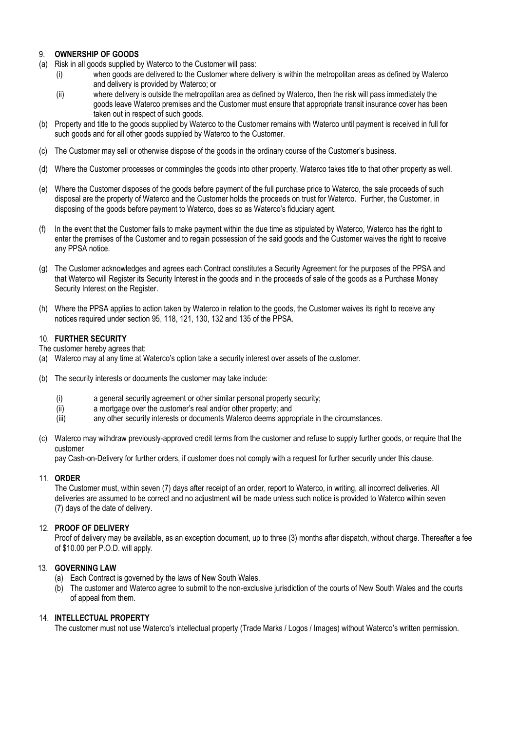## 9. OWNERSHIP OF GOODS

(a) Risk in all goods supplied by Waterco to the Customer will pass:

   (i) when goods are delivered to the Customer where delivery is within the metropolitan areas as defined by Waterco and delivery is provided by Waterco; or

   (ii) where delivery is outside the metropolitan area as defined by Waterco, then the risk will pass immediately the goods leave Waterco premises and the Customer must ensure that appropriate transit insurance cover has been taken out in respect of such goods.

(b) Property and title to the goods supplied by Waterco to the Customer remains with Waterco until payment is received in full for such goods and for all other goods supplied by Waterco to the Customer.

(c) The Customer may sell or otherwise dispose of the goods in the ordinary course of the Customer's business.

(d) Where the Customer processes or commingles the goods into other property, Waterco takes title to that other property as well.

(e) Where the Customer disposes of the goods before payment of the full purchase price to Waterco, the sale proceeds of such disposal are the property of Waterco and the Customer holds the proceeds on trust for Waterco. Further, the Customer, in disposing of the goods before payment to Waterco, does so as Waterco's fiduciary agent.

(f) In the event that the Customer fails to make payment within the due time as stipulated by Waterco, Waterco has the right to enter the premises of the Customer and to regain possession of the said goods and the Customer waives the right to receive any PPSA notice.

(g) The Customer acknowledges and agrees each Contract constitutes a Security Agreement for the purposes of the PPSA and that Waterco will Register its Security Interest in the goods and in the proceeds of sale of the goods as a Purchase Money Security Interest on the Register.

(h) Where the PPSA applies to action taken by Waterco in relation to the goods, the Customer waives its right to receive any notices required under section 95, 118, 121, 130, 132 and 135 of the PPSA.

## 10. FURTHER SECURITY

The customer hereby agrees that:

(a) Waterco may at any time at Waterco's option take a security interest over assets of the customer.

(b) The security interests or documents the customer may take include:

   (i) a general security agreement or other similar personal property security;

   (ii) a mortgage over the customer's real and/or other property; and

   (iii) any other security interests or documents Waterco deems appropriate in the circumstances.

(c) Waterco may withdraw previously-approved credit terms from the customer and refuse to supply further goods, or require that the customer pay Cash-on-Delivery for further orders, if customer does not comply with a request for further security under this clause.

## 11. ORDER

The Customer must, within seven (7) days after receipt of an order, report to Waterco, in writing, all incorrect deliveries. All deliveries are assumed to be correct and no adjustment will be made unless such notice is provided to Waterco within seven (7) days of the date of delivery.

## 12. PROOF OF DELIVERY

Proof of delivery may be available, as an exception document, up to three (3) months after dispatch, without charge. Thereafter a fee of $10.00 per P.O.D. will apply.

## 13. GOVERNING LAW

(a) Each Contract is governed by the laws of New South Wales.

(b) The customer and Waterco agree to submit to the non-exclusive jurisdiction of the courts of New South Wales and the courts of appeal from them.

## 14. INTELLECTUAL PROPERTY

The customer must not use Waterco's intellectual property (Trade Marks / Logos / Images) without Waterco's written permission.